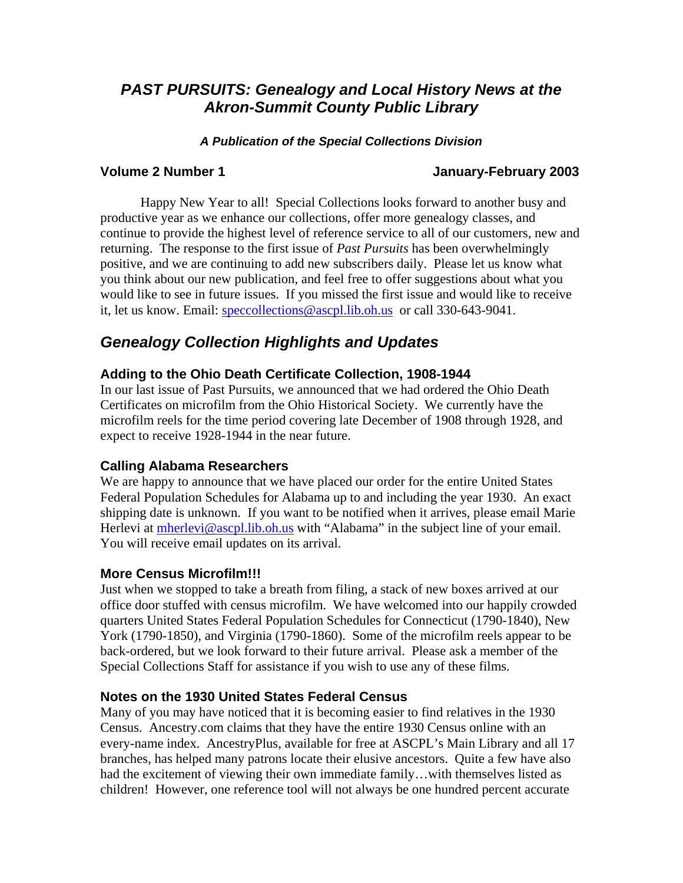# *PAST PURSUITS: Genealogy and Local History News at the Akron-Summit County Public Library*

***A Publication of the Special Collections Division***

**Volume 2 Number 1** **January-February 2003**

Happy New Year to all! Special Collections looks forward to another busy and productive year as we enhance our collections, offer more genealogy classes, and continue to provide the highest level of reference service to all of our customers, new and returning. The response to the first issue of *Past Pursuits* has been overwhelmingly positive, and we are continuing to add new subscribers daily. Please let us know what you think about our new publication, and feel free to offer suggestions about what you would like to see in future issues. If you missed the first issue and would like to receive it, let us know. Email: speccollections@ascpl.lib.oh.us or call 330-643-9041.

## *Genealogy Collection Highlights and Updates*

### Adding to the Ohio Death Certificate Collection, 1908-1944

In our last issue of Past Pursuits, we announced that we had ordered the Ohio Death Certificates on microfilm from the Ohio Historical Society. We currently have the microfilm reels for the time period covering late December of 1908 through 1928, and expect to receive 1928-1944 in the near future.

### Calling Alabama Researchers

We are happy to announce that we have placed our order for the entire United States Federal Population Schedules for Alabama up to and including the year 1930. An exact shipping date is unknown. If you want to be notified when it arrives, please email Marie Herlevi at mherlevi@ascpl.lib.oh.us with "Alabama" in the subject line of your email. You will receive email updates on its arrival.

### More Census Microfilm!!!

Just when we stopped to take a breath from filing, a stack of new boxes arrived at our office door stuffed with census microfilm. We have welcomed into our happily crowded quarters United States Federal Population Schedules for Connecticut (1790-1840), New York (1790-1850), and Virginia (1790-1860). Some of the microfilm reels appear to be back-ordered, but we look forward to their future arrival. Please ask a member of the Special Collections Staff for assistance if you wish to use any of these films.

### Notes on the 1930 United States Federal Census

Many of you may have noticed that it is becoming easier to find relatives in the 1930 Census. Ancestry.com claims that they have the entire 1930 Census online with an every-name index. AncestryPlus, available for free at ASCPL's Main Library and all 17 branches, has helped many patrons locate their elusive ancestors. Quite a few have also had the excitement of viewing their own immediate family…with themselves listed as children! However, one reference tool will not always be one hundred percent accurate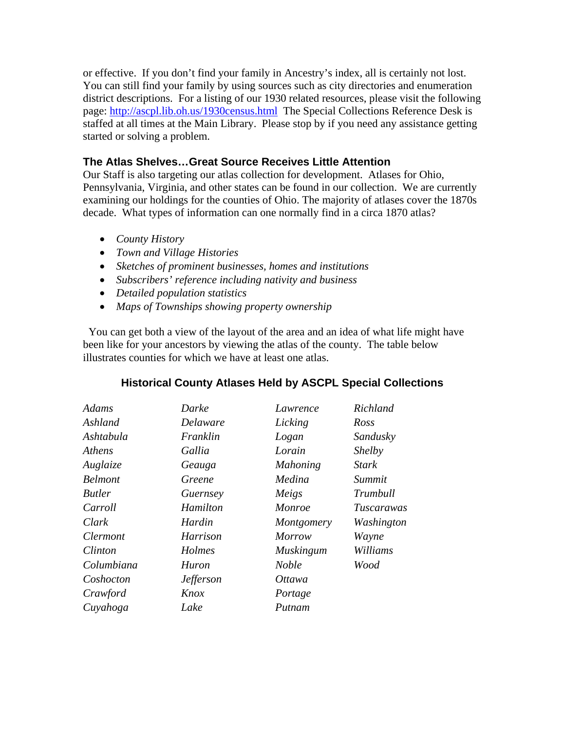or effective. If you don't find your family in Ancestry's index, all is certainly not lost. You can still find your family by using sources such as city directories and enumeration district descriptions. For a listing of our 1930 related resources, please visit the following page: http://ascpl.lib.oh.us/1930census.html The Special Collections Reference Desk is staffed at all times at the Main Library. Please stop by if you need any assistance getting started or solving a problem.

### The Atlas Shelves…Great Source Receives Little Attention

Our Staff is also targeting our atlas collection for development. Atlases for Ohio, Pennsylvania, Virginia, and other states can be found in our collection. We are currently examining our holdings for the counties of Ohio. The majority of atlases cover the 1870s decade. What types of information can one normally find in a circa 1870 atlas?

- *County History*
- *Town and Village Histories*
- *Sketches of prominent businesses, homes and institutions*
- *Subscribers' reference including nativity and business*
- *Detailed population statistics*
- *Maps of Townships showing property ownership*

You can get both a view of the layout of the area and an idea of what life might have been like for your ancestors by viewing the atlas of the county. The table below illustrates counties for which we have at least one atlas.

### Historical County Atlases Held by ASCPL Special Collections

| | | | |
|---|---|---|---|
| *Adams* | *Darke* | *Lawrence* | *Richland* |
| *Ashland* | *Delaware* | *Licking* | *Ross* |
| *Ashtabula* | *Franklin* | *Logan* | *Sandusky* |
| *Athens* | *Gallia* | *Lorain* | *Shelby* |
| *Auglaize* | *Geauga* | *Mahoning* | *Stark* |
| *Belmont* | *Greene* | *Medina* | *Summit* |
| *Butler* | *Guernsey* | *Meigs* | *Trumbull* |
| *Carroll* | *Hamilton* | *Monroe* | *Tuscarawas* |
| *Clark* | *Hardin* | *Montgomery* | *Washington* |
| *Clermont* | *Harrison* | *Morrow* | *Wayne* |
| *Clinton* | *Holmes* | *Muskingum* | *Williams* |
| *Columbiana* | *Huron* | *Noble* | *Wood* |
| *Coshocton* | *Jefferson* | *Ottawa* | |
| *Crawford* | *Knox* | *Portage* | |
| *Cuyahoga* | *Lake* | *Putnam* | |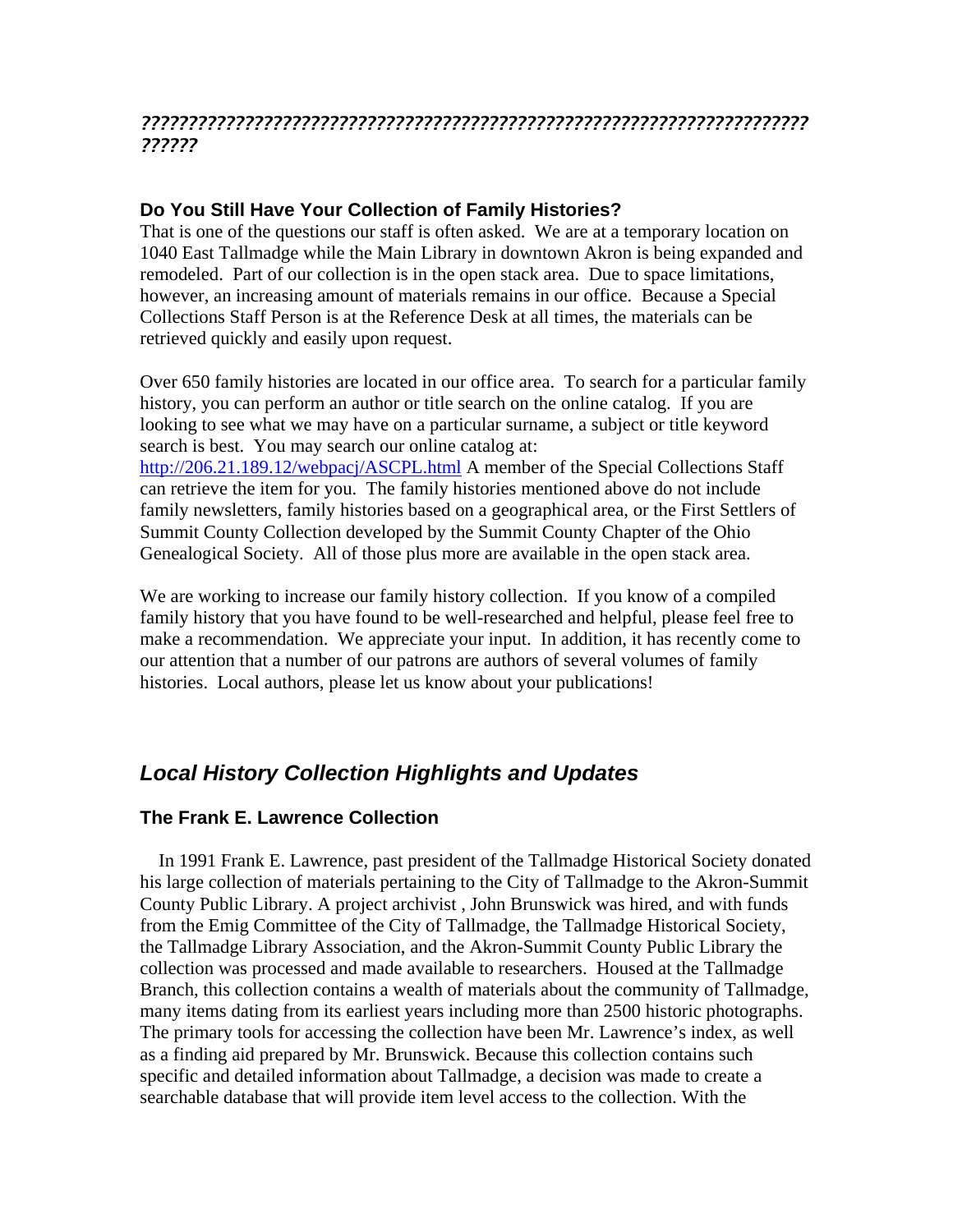*??????????????????????????????????????????????????????????????????????????*

### Do You Still Have Your Collection of Family Histories?

That is one of the questions our staff is often asked. We are at a temporary location on 1040 East Tallmadge while the Main Library in downtown Akron is being expanded and remodeled. Part of our collection is in the open stack area. Due to space limitations, however, an increasing amount of materials remains in our office. Because a Special Collections Staff Person is at the Reference Desk at all times, the materials can be retrieved quickly and easily upon request.

Over 650 family histories are located in our office area. To search for a particular family history, you can perform an author or title search on the online catalog. If you are looking to see what we may have on a particular surname, a subject or title keyword search is best. You may search our online catalog at: http://206.21.189.12/webpacj/ASCPL.html A member of the Special Collections Staff can retrieve the item for you. The family histories mentioned above do not include family newsletters, family histories based on a geographical area, or the First Settlers of Summit County Collection developed by the Summit County Chapter of the Ohio Genealogical Society. All of those plus more are available in the open stack area.

We are working to increase our family history collection. If you know of a compiled family history that you have found to be well-researched and helpful, please feel free to make a recommendation. We appreciate your input. In addition, it has recently come to our attention that a number of our patrons are authors of several volumes of family histories. Local authors, please let us know about your publications!

## *Local History Collection Highlights and Updates*

### The Frank E. Lawrence Collection

In 1991 Frank E. Lawrence, past president of the Tallmadge Historical Society donated his large collection of materials pertaining to the City of Tallmadge to the Akron-Summit County Public Library. A project archivist , John Brunswick was hired, and with funds from the Emig Committee of the City of Tallmadge, the Tallmadge Historical Society, the Tallmadge Library Association, and the Akron-Summit County Public Library the collection was processed and made available to researchers. Housed at the Tallmadge Branch, this collection contains a wealth of materials about the community of Tallmadge, many items dating from its earliest years including more than 2500 historic photographs. The primary tools for accessing the collection have been Mr. Lawrence's index, as well as a finding aid prepared by Mr. Brunswick. Because this collection contains such specific and detailed information about Tallmadge, a decision was made to create a searchable database that will provide item level access to the collection. With the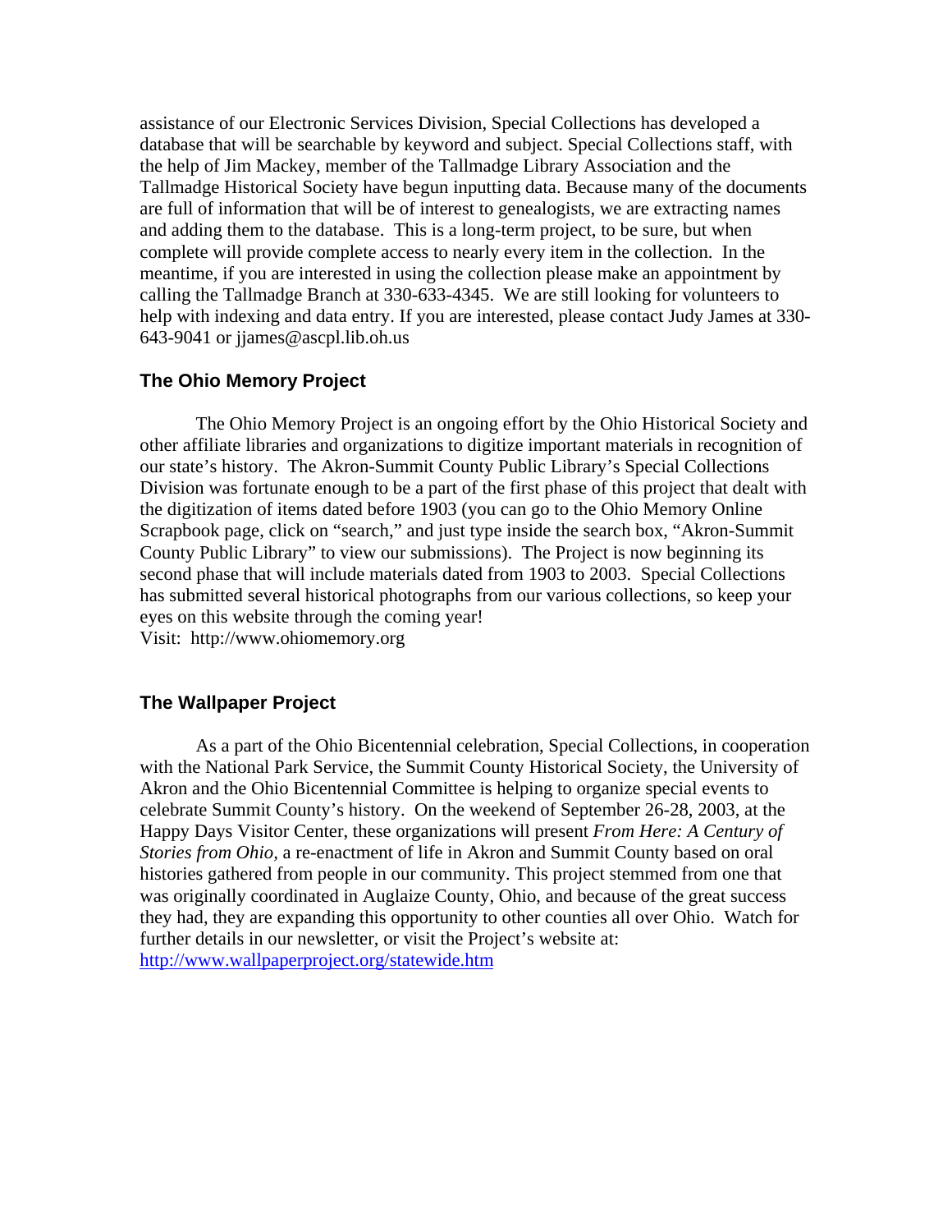assistance of our Electronic Services Division, Special Collections has developed a database that will be searchable by keyword and subject. Special Collections staff, with the help of Jim Mackey, member of the Tallmadge Library Association and the Tallmadge Historical Society have begun inputting data. Because many of the documents are full of information that will be of interest to genealogists, we are extracting names and adding them to the database. This is a long-term project, to be sure, but when complete will provide complete access to nearly every item in the collection. In the meantime, if you are interested in using the collection please make an appointment by calling the Tallmadge Branch at 330-633-4345. We are still looking for volunteers to help with indexing and data entry. If you are interested, please contact Judy James at 330-643-9041 or jjames@ascpl.lib.oh.us

### The Ohio Memory Project

The Ohio Memory Project is an ongoing effort by the Ohio Historical Society and other affiliate libraries and organizations to digitize important materials in recognition of our state's history. The Akron-Summit County Public Library's Special Collections Division was fortunate enough to be a part of the first phase of this project that dealt with the digitization of items dated before 1903 (you can go to the Ohio Memory Online Scrapbook page, click on "search," and just type inside the search box, "Akron-Summit County Public Library" to view our submissions). The Project is now beginning its second phase that will include materials dated from 1903 to 2003. Special Collections has submitted several historical photographs from our various collections, so keep your eyes on this website through the coming year!
Visit: http://www.ohiomemory.org

### The Wallpaper Project

As a part of the Ohio Bicentennial celebration, Special Collections, in cooperation with the National Park Service, the Summit County Historical Society, the University of Akron and the Ohio Bicentennial Committee is helping to organize special events to celebrate Summit County's history. On the weekend of September 26-28, 2003, at the Happy Days Visitor Center, these organizations will present *From Here: A Century of Stories from Ohio,* a re-enactment of life in Akron and Summit County based on oral histories gathered from people in our community. This project stemmed from one that was originally coordinated in Auglaize County, Ohio, and because of the great success they had, they are expanding this opportunity to other counties all over Ohio. Watch for further details in our newsletter, or visit the Project's website at:
http://www.wallpaperproject.org/statewide.htm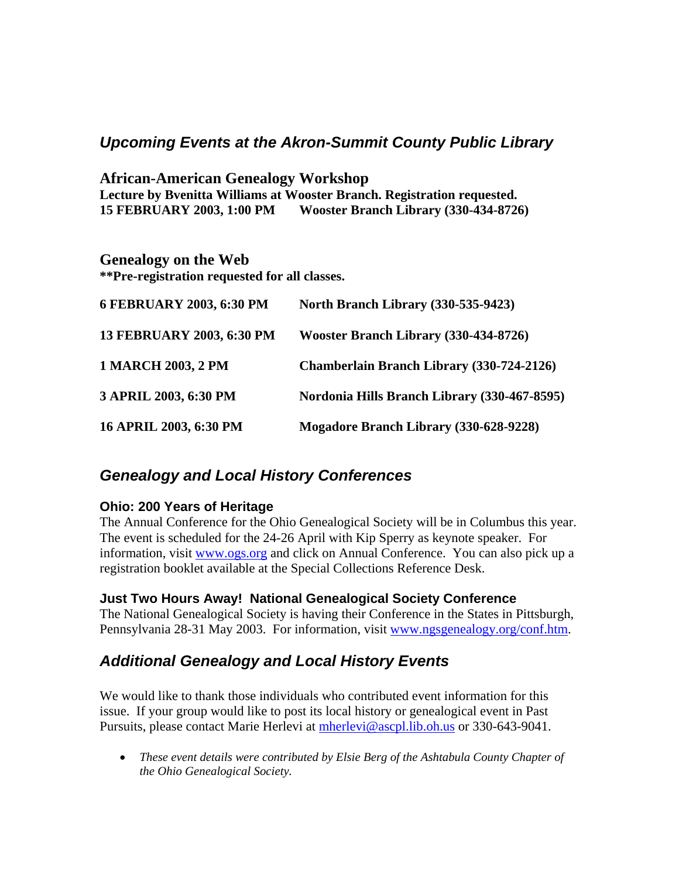## *Upcoming Events at the Akron-Summit County Public Library*

### African-American Genealogy Workshop

**Lecture by Bvenitta Williams at Wooster Branch. Registration requested.**
**15 FEBRUARY 2003, 1:00 PM Wooster Branch Library (330-434-8726)**

### Genealogy on the Web

****Pre-registration requested for all classes.**

| | |
|---|---|
| **6 FEBRUARY 2003, 6:30 PM** | **North Branch Library (330-535-9423)** |
| **13 FEBRUARY 2003, 6:30 PM** | **Wooster Branch Library (330-434-8726)** |
| **1 MARCH 2003, 2 PM** | **Chamberlain Branch Library (330-724-2126)** |
| **3 APRIL 2003, 6:30 PM** | **Nordonia Hills Branch Library (330-467-8595)** |
| **16 APRIL 2003, 6:30 PM** | **Mogadore Branch Library (330-628-9228)** |

## *Genealogy and Local History Conferences*

### Ohio: 200 Years of Heritage

The Annual Conference for the Ohio Genealogical Society will be in Columbus this year. The event is scheduled for the 24-26 April with Kip Sperry as keynote speaker. For information, visit www.ogs.org and click on Annual Conference. You can also pick up a registration booklet available at the Special Collections Reference Desk.

### Just Two Hours Away! National Genealogical Society Conference

The National Genealogical Society is having their Conference in the States in Pittsburgh, Pennsylvania 28-31 May 2003. For information, visit www.ngsgenealogy.org/conf.htm.

## *Additional Genealogy and Local History Events*

We would like to thank those individuals who contributed event information for this issue. If your group would like to post its local history or genealogical event in Past Pursuits, please contact Marie Herlevi at mherlevi@ascpl.lib.oh.us or 330-643-9041.

- *These event details were contributed by Elsie Berg of the Ashtabula County Chapter of the Ohio Genealogical Society.*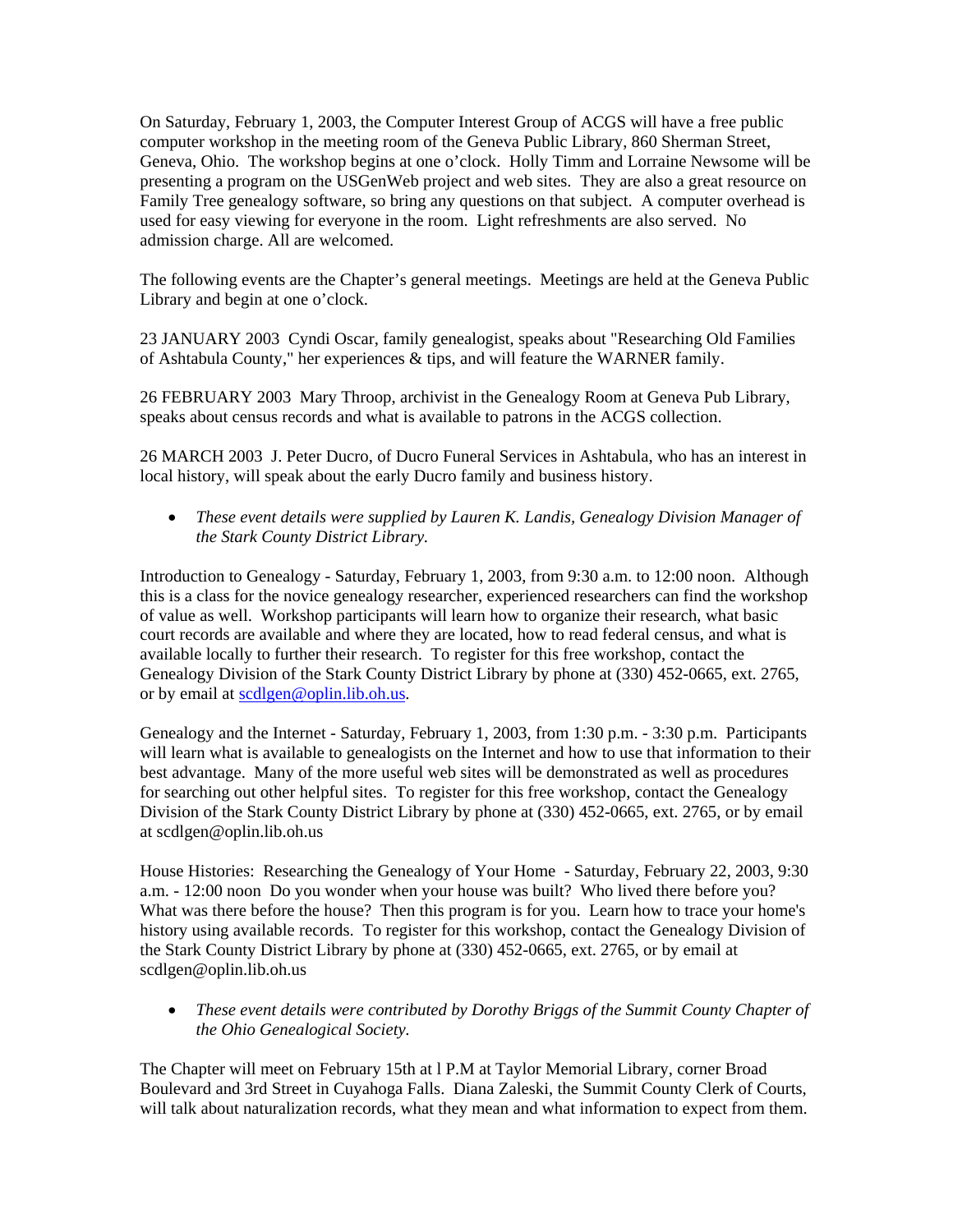On Saturday, February 1, 2003, the Computer Interest Group of ACGS will have a free public computer workshop in the meeting room of the Geneva Public Library, 860 Sherman Street, Geneva, Ohio. The workshop begins at one o'clock. Holly Timm and Lorraine Newsome will be presenting a program on the USGenWeb project and web sites. They are also a great resource on Family Tree genealogy software, so bring any questions on that subject. A computer overhead is used for easy viewing for everyone in the room. Light refreshments are also served. No admission charge. All are welcomed.

The following events are the Chapter's general meetings. Meetings are held at the Geneva Public Library and begin at one o'clock.

23 JANUARY 2003 Cyndi Oscar, family genealogist, speaks about "Researching Old Families of Ashtabula County," her experiences & tips, and will feature the WARNER family.

26 FEBRUARY 2003 Mary Throop, archivist in the Genealogy Room at Geneva Pub Library, speaks about census records and what is available to patrons in the ACGS collection.

26 MARCH 2003 J. Peter Ducro, of Ducro Funeral Services in Ashtabula, who has an interest in local history, will speak about the early Ducro family and business history.

- *These event details were supplied by Lauren K. Landis, Genealogy Division Manager of the Stark County District Library.*

Introduction to Genealogy - Saturday, February 1, 2003, from 9:30 a.m. to 12:00 noon. Although this is a class for the novice genealogy researcher, experienced researchers can find the workshop of value as well. Workshop participants will learn how to organize their research, what basic court records are available and where they are located, how to read federal census, and what is available locally to further their research. To register for this free workshop, contact the Genealogy Division of the Stark County District Library by phone at (330) 452-0665, ext. 2765, or by email at scdlgen@oplin.lib.oh.us.

Genealogy and the Internet - Saturday, February 1, 2003, from 1:30 p.m. - 3:30 p.m. Participants will learn what is available to genealogists on the Internet and how to use that information to their best advantage. Many of the more useful web sites will be demonstrated as well as procedures for searching out other helpful sites. To register for this free workshop, contact the Genealogy Division of the Stark County District Library by phone at (330) 452-0665, ext. 2765, or by email at scdlgen@oplin.lib.oh.us

House Histories: Researching the Genealogy of Your Home - Saturday, February 22, 2003, 9:30 a.m. - 12:00 noon Do you wonder when your house was built? Who lived there before you? What was there before the house? Then this program is for you. Learn how to trace your home's history using available records. To register for this workshop, contact the Genealogy Division of the Stark County District Library by phone at (330) 452-0665, ext. 2765, or by email at scdlgen@oplin.lib.oh.us

- *These event details were contributed by Dorothy Briggs of the Summit County Chapter of the Ohio Genealogical Society.*

The Chapter will meet on February 15th at l P.M at Taylor Memorial Library, corner Broad Boulevard and 3rd Street in Cuyahoga Falls. Diana Zaleski, the Summit County Clerk of Courts, will talk about naturalization records, what they mean and what information to expect from them.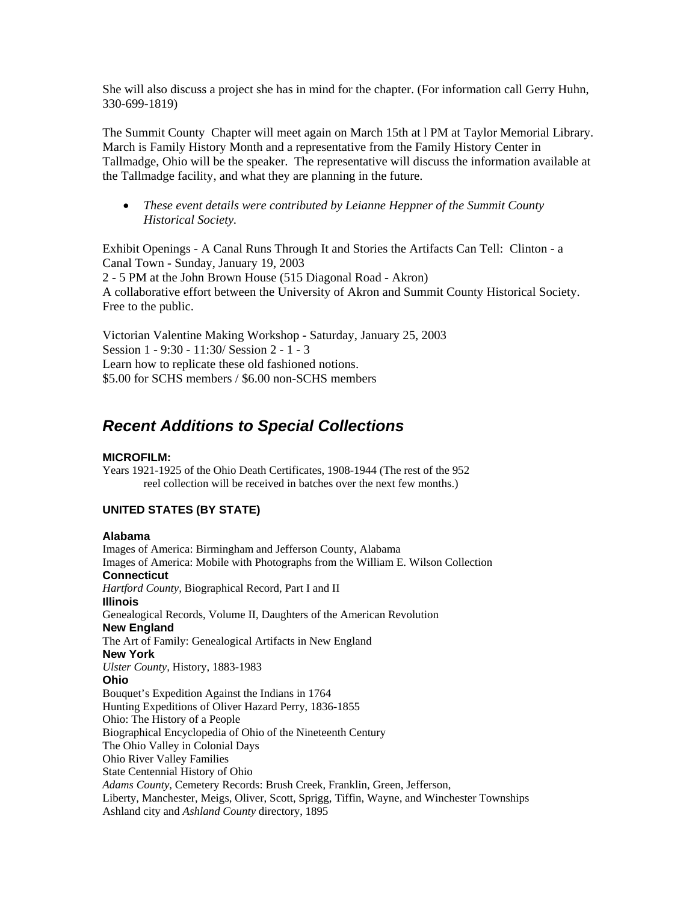She will also discuss a project she has in mind for the chapter. (For information call Gerry Huhn, 330-699-1819)

The Summit County Chapter will meet again on March 15th at l PM at Taylor Memorial Library. March is Family History Month and a representative from the Family History Center in Tallmadge, Ohio will be the speaker. The representative will discuss the information available at the Tallmadge facility, and what they are planning in the future.

- *These event details were contributed by Leianne Heppner of the Summit County Historical Society.*

Exhibit Openings - A Canal Runs Through It and Stories the Artifacts Can Tell: Clinton - a Canal Town - Sunday, January 19, 2003
2 - 5 PM at the John Brown House (515 Diagonal Road - Akron)
A collaborative effort between the University of Akron and Summit County Historical Society. Free to the public.

Victorian Valentine Making Workshop - Saturday, January 25, 2003
Session 1 - 9:30 - 11:30/ Session 2 - 1 - 3
Learn how to replicate these old fashioned notions.
$5.00 for SCHS members / $6.00 non-SCHS members

## *Recent Additions to Special Collections*

**MICROFILM:**

Years 1921-1925 of the Ohio Death Certificates, 1908-1944 (The rest of the 952 reel collection will be received in batches over the next few months.)

**UNITED STATES (BY STATE)**

**Alabama**

Images of America: Birmingham and Jefferson County, Alabama
Images of America: Mobile with Photographs from the William E. Wilson Collection

**Connecticut**

*Hartford County,* Biographical Record, Part I and II

**Illinois**

Genealogical Records, Volume II, Daughters of the American Revolution

**New England**

The Art of Family: Genealogical Artifacts in New England

**New York**

*Ulster County,* History, 1883-1983

**Ohio**

Bouquet's Expedition Against the Indians in 1764
Hunting Expeditions of Oliver Hazard Perry, 1836-1855
Ohio: The History of a People
Biographical Encyclopedia of Ohio of the Nineteenth Century
The Ohio Valley in Colonial Days
Ohio River Valley Families
State Centennial History of Ohio
*Adams County,* Cemetery Records: Brush Creek, Franklin, Green, Jefferson, Liberty, Manchester, Meigs, Oliver, Scott, Sprigg, Tiffin, Wayne, and Winchester Townships
Ashland city and *Ashland County* directory, 1895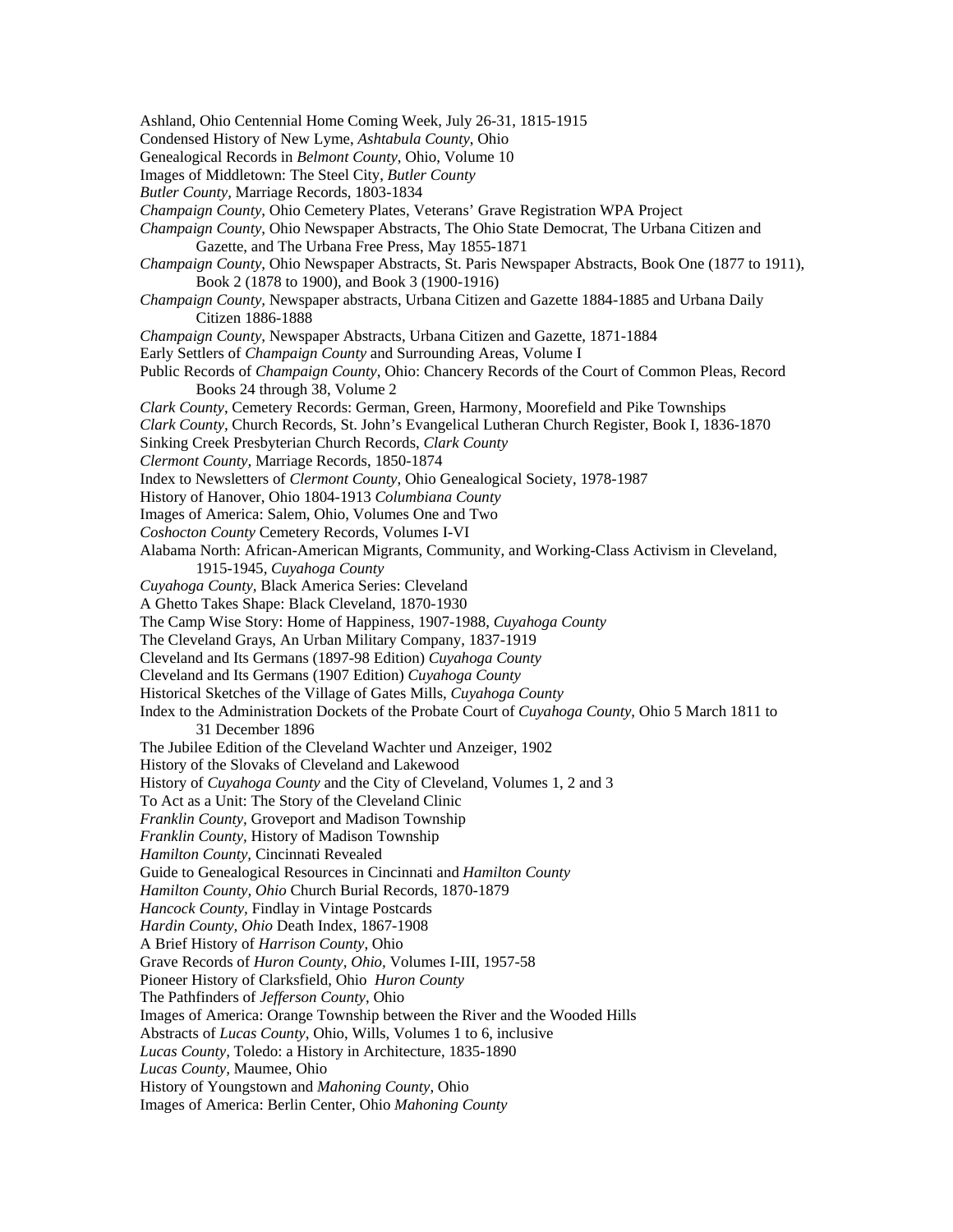Ashland, Ohio Centennial Home Coming Week, July 26-31, 1815-1915

Condensed History of New Lyme, *Ashtabula County*, Ohio

Genealogical Records in *Belmont County*, Ohio, Volume 10

Images of Middletown: The Steel City, *Butler County*

*Butler County*, Marriage Records, 1803-1834

*Champaign County*, Ohio Cemetery Plates, Veterans' Grave Registration WPA Project

*Champaign County*, Ohio Newspaper Abstracts, The Ohio State Democrat, The Urbana Citizen and Gazette, and The Urbana Free Press, May 1855-1871

*Champaign County*, Ohio Newspaper Abstracts, St. Paris Newspaper Abstracts, Book One (1877 to 1911), Book 2 (1878 to 1900), and Book 3 (1900-1916)

*Champaign County*, Newspaper abstracts, Urbana Citizen and Gazette 1884-1885 and Urbana Daily Citizen 1886-1888

*Champaign County*, Newspaper Abstracts, Urbana Citizen and Gazette, 1871-1884

Early Settlers of *Champaign County* and Surrounding Areas, Volume I

Public Records of *Champaign County*, Ohio: Chancery Records of the Court of Common Pleas, Record Books 24 through 38, Volume 2

*Clark County*, Cemetery Records: German, Green, Harmony, Moorefield and Pike Townships

*Clark County*, Church Records, St. John's Evangelical Lutheran Church Register, Book I, 1836-1870

Sinking Creek Presbyterian Church Records, *Clark County*

*Clermont County*, Marriage Records, 1850-1874

Index to Newsletters of *Clermont County*, Ohio Genealogical Society, 1978-1987

History of Hanover, Ohio 1804-1913 *Columbiana County*

Images of America: Salem, Ohio, Volumes One and Two

*Coshocton County* Cemetery Records, Volumes I-VI

Alabama North: African-American Migrants, Community, and Working-Class Activism in Cleveland, 1915-1945, *Cuyahoga County*

*Cuyahoga County*, Black America Series: Cleveland

A Ghetto Takes Shape: Black Cleveland, 1870-1930

The Camp Wise Story: Home of Happiness, 1907-1988, *Cuyahoga County*

The Cleveland Grays, An Urban Military Company, 1837-1919

Cleveland and Its Germans (1897-98 Edition) *Cuyahoga County*

Cleveland and Its Germans (1907 Edition) *Cuyahoga County*

Historical Sketches of the Village of Gates Mills, *Cuyahoga County*

Index to the Administration Dockets of the Probate Court of *Cuyahoga County*, Ohio 5 March 1811 to 31 December 1896

The Jubilee Edition of the Cleveland Wachter und Anzeiger, 1902

History of the Slovaks of Cleveland and Lakewood

History of *Cuyahoga County* and the City of Cleveland, Volumes 1, 2 and 3

To Act as a Unit: The Story of the Cleveland Clinic

*Franklin County*, Groveport and Madison Township

*Franklin County*, History of Madison Township

*Hamilton County*, Cincinnati Revealed

Guide to Genealogical Resources in Cincinnati and *Hamilton County*

*Hamilton County, Ohio* Church Burial Records, 1870-1879

*Hancock County*, Findlay in Vintage Postcards

*Hardin County, Ohio* Death Index, 1867-1908

A Brief History of *Harrison County*, Ohio

Grave Records of *Huron County, Ohio*, Volumes I-III, 1957-58

Pioneer History of Clarksfield, Ohio *Huron County*

The Pathfinders of *Jefferson County*, Ohio

Images of America: Orange Township between the River and the Wooded Hills

Abstracts of *Lucas County*, Ohio, Wills, Volumes 1 to 6, inclusive

*Lucas County*, Toledo: a History in Architecture, 1835-1890

*Lucas County*, Maumee, Ohio

History of Youngstown and *Mahoning County*, Ohio

Images of America: Berlin Center, Ohio *Mahoning County*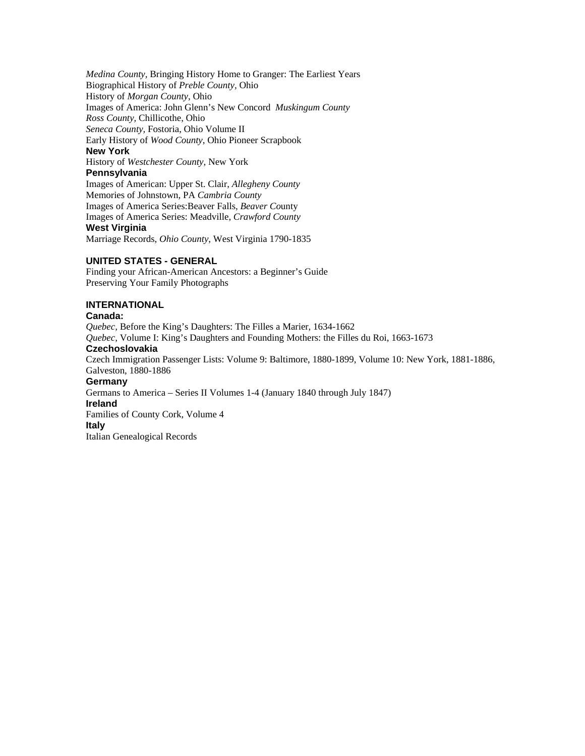*Medina County,* Bringing History Home to Granger: The Earliest Years
Biographical History of *Preble County,* Ohio
History of *Morgan County,* Ohio
Images of America: John Glenn's New Concord *Muskingum County*
*Ross County,* Chillicothe, Ohio
*Seneca County,* Fostoria, Ohio Volume II
Early History of *Wood County,* Ohio Pioneer Scrapbook

**New York**

History of *Westchester County,* New York

**Pennsylvania**

Images of American: Upper St. Clair, *Allegheny County*
Memories of Johnstown, PA *Cambria County*
Images of America Series:Beaver Falls, *Beaver Co*unty
Images of America Series: Meadville, *Crawford County*

**West Virginia**

Marriage Records, *Ohio County,* West Virginia 1790-1835

## UNITED STATES - GENERAL

Finding your African-American Ancestors: a Beginner's Guide
Preserving Your Family Photographs

## INTERNATIONAL

**Canada:**

*Quebec,* Before the King's Daughters: The Filles a Marier, 1634-1662
*Quebec,* Volume I: King's Daughters and Founding Mothers: the Filles du Roi, 1663-1673

**Czechoslovakia**

Czech Immigration Passenger Lists: Volume 9: Baltimore, 1880-1899, Volume 10: New York, 1881-1886, Galveston, 1880-1886

**Germany**

Germans to America – Series II Volumes 1-4 (January 1840 through July 1847)

**Ireland**

Families of County Cork, Volume 4

**Italy**

Italian Genealogical Records